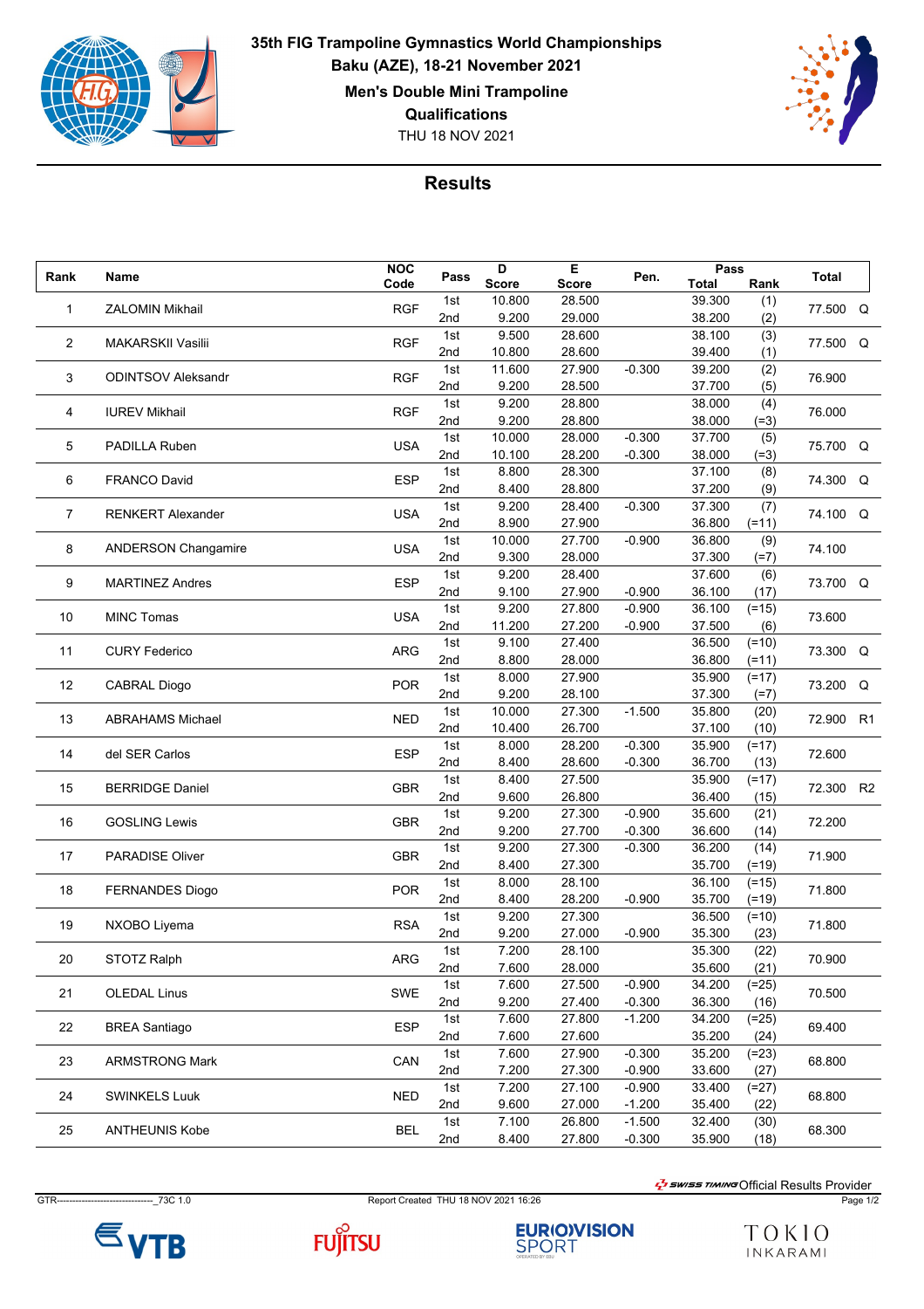# 35th FIG Trampoline Gymnastics World Championships

**Baku (AZE), 18-21 November 2021**

**Men's Double Mini Trampoline**

**Qualifications**

THU 18 NOV 2021

## Results

| Rank | Name | NOC Code | Pass | D Score | E Score | Pen. | Pass Total | Pass Rank | Total | |
|---|---|---|---|---|---|---|---|---|---|---|
| 1 | ZALOMIN Mikhail | RGF | 1st | 10.800 | 28.500 | | 39.300 | (1) | 77.500 | Q |
| | | | 2nd | 9.200 | 29.000 | | 38.200 | (2) | | |
| 2 | MAKARSKII Vasilii | RGF | 1st | 9.500 | 28.600 | | 38.100 | (3) | 77.500 | Q |
| | | | 2nd | 10.800 | 28.600 | | 39.400 | (1) | | |
| 3 | ODINTSOV Aleksandr | RGF | 1st | 11.600 | 27.900 | -0.300 | 39.200 | (2) | 76.900 | |
| | | | 2nd | 9.200 | 28.500 | | 37.700 | (5) | | |
| 4 | IUREV Mikhail | RGF | 1st | 9.200 | 28.800 | | 38.000 | (4) | 76.000 | |
| | | | 2nd | 9.200 | 28.800 | | 38.000 | (=3) | | |
| 5 | PADILLA Ruben | USA | 1st | 10.000 | 28.000 | -0.300 | 37.700 | (5) | 75.700 | Q |
| | | | 2nd | 10.100 | 28.200 | -0.300 | 38.000 | (=3) | | |
| 6 | FRANCO David | ESP | 1st | 8.800 | 28.300 | | 37.100 | (8) | 74.300 | Q |
| | | | 2nd | 8.400 | 28.800 | | 37.200 | (9) | | |
| 7 | RENKERT Alexander | USA | 1st | 9.200 | 28.400 | -0.300 | 37.300 | (7) | 74.100 | Q |
| | | | 2nd | 8.900 | 27.900 | | 36.800 | (=11) | | |
| 8 | ANDERSON Changamire | USA | 1st | 10.000 | 27.700 | -0.900 | 36.800 | (9) | 74.100 | |
| | | | 2nd | 9.300 | 28.000 | | 37.300 | (=7) | | |
| 9 | MARTINEZ Andres | ESP | 1st | 9.200 | 28.400 | | 37.600 | (6) | 73.700 | Q |
| | | | 2nd | 9.100 | 27.900 | -0.900 | 36.100 | (17) | | |
| 10 | MINC Tomas | USA | 1st | 9.200 | 27.800 | -0.900 | 36.100 | (=15) | 73.600 | |
| | | | 2nd | 11.200 | 27.200 | -0.900 | 37.500 | (6) | | |
| 11 | CURY Federico | ARG | 1st | 9.100 | 27.400 | | 36.500 | (=10) | 73.300 | Q |
| | | | 2nd | 8.800 | 28.000 | | 36.800 | (=11) | | |
| 12 | CABRAL Diogo | POR | 1st | 8.000 | 27.900 | | 35.900 | (=17) | 73.200 | Q |
| | | | 2nd | 9.200 | 28.100 | | 37.300 | (=7) | | |
| 13 | ABRAHAMS Michael | NED | 1st | 10.000 | 27.300 | -1.500 | 35.800 | (20) | 72.900 | R1 |
| | | | 2nd | 10.400 | 26.700 | | 37.100 | (10) | | |
| 14 | del SER Carlos | ESP | 1st | 8.000 | 28.200 | -0.300 | 35.900 | (=17) | 72.600 | |
| | | | 2nd | 8.400 | 28.600 | -0.300 | 36.700 | (13) | | |
| 15 | BERRIDGE Daniel | GBR | 1st | 8.400 | 27.500 | | 35.900 | (=17) | 72.300 | R2 |
| | | | 2nd | 9.600 | 26.800 | | 36.400 | (15) | | |
| 16 | GOSLING Lewis | GBR | 1st | 9.200 | 27.300 | -0.900 | 35.600 | (21) | 72.200 | |
| | | | 2nd | 9.200 | 27.700 | -0.300 | 36.600 | (14) | | |
| 17 | PARADISE Oliver | GBR | 1st | 9.200 | 27.300 | -0.300 | 36.200 | (14) | 71.900 | |
| | | | 2nd | 8.400 | 27.300 | | 35.700 | (=19) | | |
| 18 | FERNANDES Diogo | POR | 1st | 8.000 | 28.100 | | 36.100 | (=15) | 71.800 | |
| | | | 2nd | 8.400 | 28.200 | -0.900 | 35.700 | (=19) | | |
| 19 | NXOBO Liyema | RSA | 1st | 9.200 | 27.300 | | 36.500 | (=10) | 71.800 | |
| | | | 2nd | 9.200 | 27.000 | -0.900 | 35.300 | (23) | | |
| 20 | STOTZ Ralph | ARG | 1st | 7.200 | 28.100 | | 35.300 | (22) | 70.900 | |
| | | | 2nd | 7.600 | 28.000 | | 35.600 | (21) | | |
| 21 | OLEDAL Linus | SWE | 1st | 7.600 | 27.500 | -0.900 | 34.200 | (=25) | 70.500 | |
| | | | 2nd | 9.200 | 27.400 | -0.300 | 36.300 | (16) | | |
| 22 | BREA Santiago | ESP | 1st | 7.600 | 27.800 | -1.200 | 34.200 | (=25) | 69.400 | |
| | | | 2nd | 7.600 | 27.600 | | 35.200 | (24) | | |
| 23 | ARMSTRONG Mark | CAN | 1st | 7.600 | 27.900 | -0.300 | 35.200 | (=23) | 68.800 | |
| | | | 2nd | 7.200 | 27.300 | -0.900 | 33.600 | (27) | | |
| 24 | SWINKELS Luuk | NED | 1st | 7.200 | 27.100 | -0.900 | 33.400 | (=27) | 68.800 | |
| | | | 2nd | 9.600 | 27.000 | -1.200 | 35.400 | (22) | | |
| 25 | ANTHEUNIS Kobe | BEL | 1st | 7.100 | 26.800 | -1.500 | 32.400 | (30) | 68.300 | |
| | | | 2nd | 8.400 | 27.800 | -0.300 | 35.900 | (18) | | |

SWISS TIMING Official Results Provider

GTR-------------------------------_73C 1.0 Report Created THU 18 NOV 2021 16:26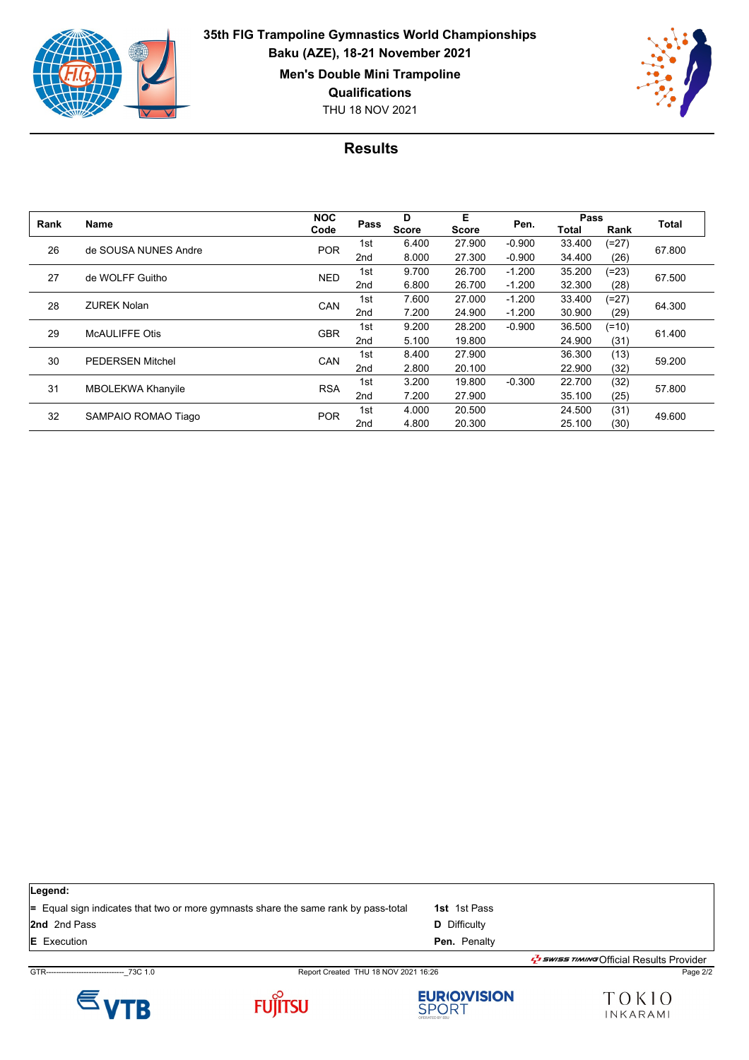# 35th FIG Trampoline Gymnastics World Championships

**Baku (AZE), 18-21 November 2021**

**Men's Double Mini Trampoline**

**Qualifications**

THU 18 NOV 2021

## Results

| Rank | Name | NOC Code | Pass | D Score | E Score | Pen. | Pass Total | Pass Rank | Total |
|---|---|---|---|---|---|---|---|---|---|
| 26 | de SOUSA NUNES Andre | POR | 1st | 6.400 | 27.900 | -0.900 | 33.400 | (=27) | 67.800 |
| | | | 2nd | 8.000 | 27.300 | -0.900 | 34.400 | (26) | |
| 27 | de WOLFF Guitho | NED | 1st | 9.700 | 26.700 | -1.200 | 35.200 | (=23) | 67.500 |
| | | | 2nd | 6.800 | 26.700 | -1.200 | 32.300 | (28) | |
| 28 | ZUREK Nolan | CAN | 1st | 7.600 | 27.000 | -1.200 | 33.400 | (=27) | 64.300 |
| | | | 2nd | 7.200 | 24.900 | -1.200 | 30.900 | (29) | |
| 29 | McAULIFFE Otis | GBR | 1st | 9.200 | 28.200 | -0.900 | 36.500 | (=10) | 61.400 |
| | | | 2nd | 5.100 | 19.800 | | 24.900 | (31) | |
| 30 | PEDERSEN Mitchel | CAN | 1st | 8.400 | 27.900 | | 36.300 | (13) | 59.200 |
| | | | 2nd | 2.800 | 20.100 | | 22.900 | (32) | |
| 31 | MBOLEKWA Khanyile | RSA | 1st | 3.200 | 19.800 | -0.300 | 22.700 | (32) | 57.800 |
| | | | 2nd | 7.200 | 27.900 | | 35.100 | (25) | |
| 32 | SAMPAIO ROMAO Tiago | POR | 1st | 4.000 | 20.500 | | 24.500 | (31) | 49.600 |
| | | | 2nd | 4.800 | 20.300 | | 25.100 | (30) | |

**Legend:**

- **=** Equal sign indicates that two or more gymnasts share the same rank by pass-total
- **1st** 1st Pass
- **2nd** 2nd Pass
- **D** Difficulty
- **E** Execution
- **Pen.** Penalty

SWISS TIMING Official Results Provider

GTR-------------------------------_73C 1.0 Report Created THU 18 NOV 2021 16:26